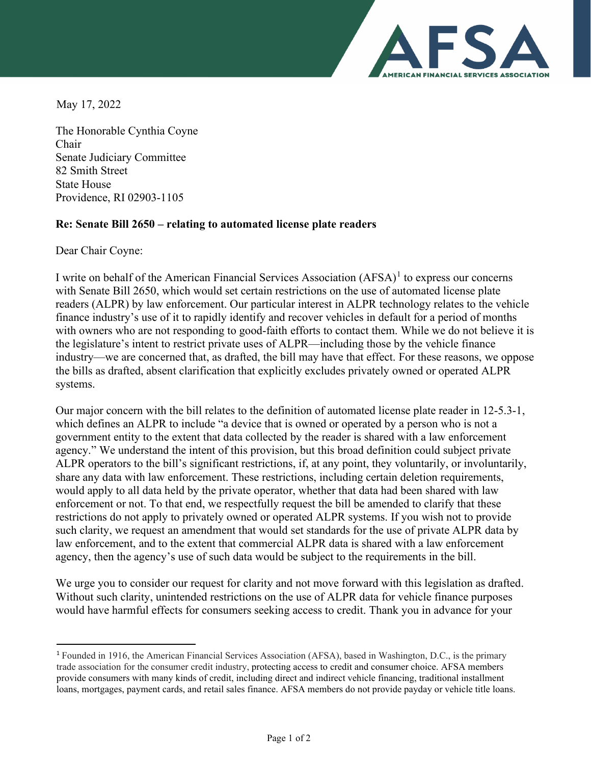May 17, 2022

The Honorable Cynthia Coyne
Chair
Senate Judiciary Committee
82 Smith Street
State House
Providence, RI 02903-1105

**Re: Senate Bill 2650 – relating to automated license plate readers**

Dear Chair Coyne:

I write on behalf of the American Financial Services Association (AFSA)[1] to express our concerns with Senate Bill 2650, which would set certain restrictions on the use of automated license plate readers (ALPR) by law enforcement. Our particular interest in ALPR technology relates to the vehicle finance industry's use of it to rapidly identify and recover vehicles in default for a period of months with owners who are not responding to good-faith efforts to contact them. While we do not believe it is the legislature's intent to restrict private uses of ALPR—including those by the vehicle finance industry—we are concerned that, as drafted, the bill may have that effect. For these reasons, we oppose the bills as drafted, absent clarification that explicitly excludes privately owned or operated ALPR systems.

Our major concern with the bill relates to the definition of automated license plate reader in 12-5.3-1, which defines an ALPR to include "a device that is owned or operated by a person who is not a government entity to the extent that data collected by the reader is shared with a law enforcement agency." We understand the intent of this provision, but this broad definition could subject private ALPR operators to the bill's significant restrictions, if, at any point, they voluntarily, or involuntarily, share any data with law enforcement. These restrictions, including certain deletion requirements, would apply to all data held by the private operator, whether that data had been shared with law enforcement or not. To that end, we respectfully request the bill be amended to clarify that these restrictions do not apply to privately owned or operated ALPR systems. If you wish not to provide such clarity, we request an amendment that would set standards for the use of private ALPR data by law enforcement, and to the extent that commercial ALPR data is shared with a law enforcement agency, then the agency's use of such data would be subject to the requirements in the bill.

We urge you to consider our request for clarity and not move forward with this legislation as drafted. Without such clarity, unintended restrictions on the use of ALPR data for vehicle finance purposes would have harmful effects for consumers seeking access to credit. Thank you in advance for your

---

[1] Founded in 1916, the American Financial Services Association (AFSA), based in Washington, D.C., is the primary trade association for the consumer credit industry, protecting access to credit and consumer choice. AFSA members provide consumers with many kinds of credit, including direct and indirect vehicle financing, traditional installment loans, mortgages, payment cards, and retail sales finance. AFSA members do not provide payday or vehicle title loans.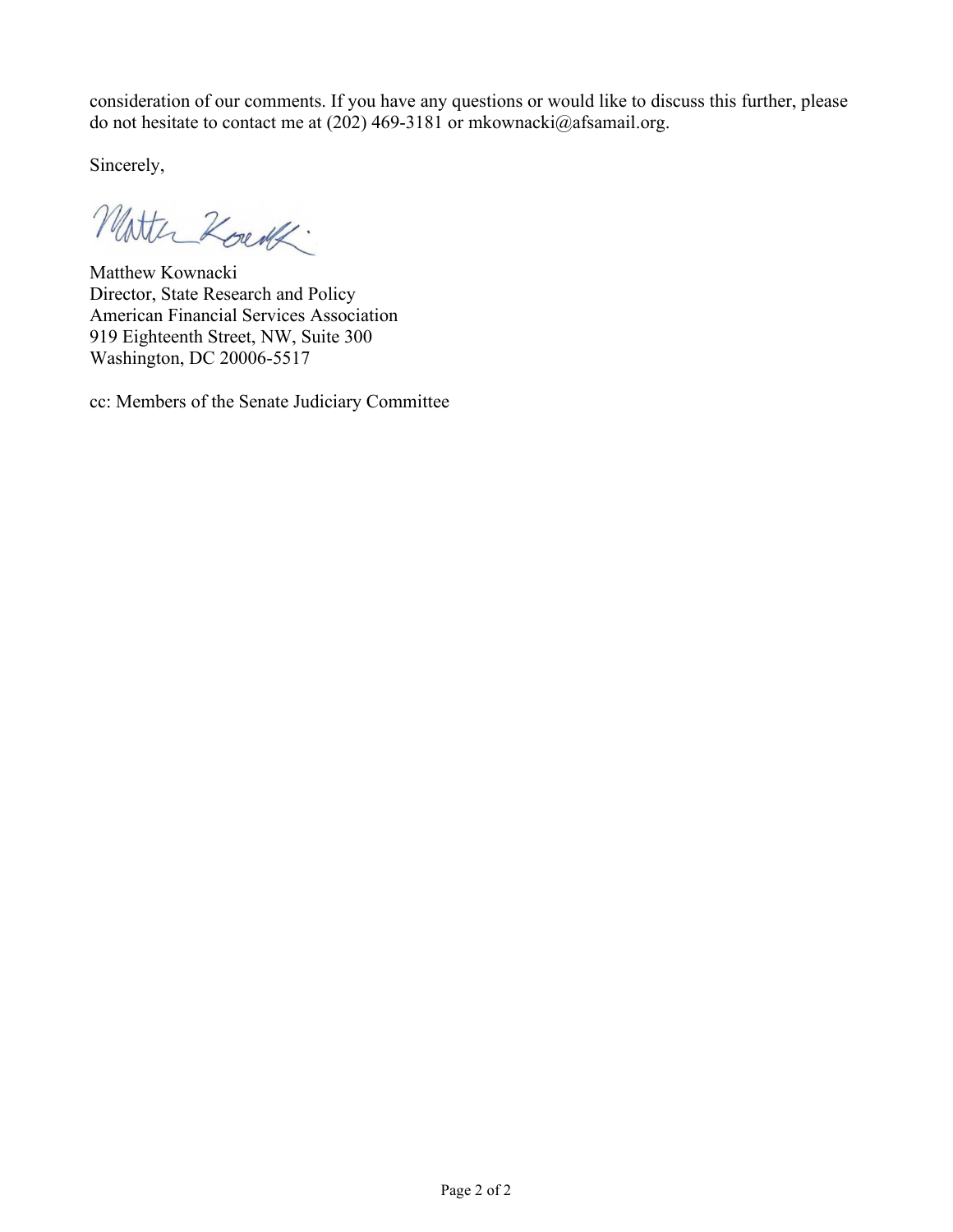consideration of our comments. If you have any questions or would like to discuss this further, please do not hesitate to contact me at (202) 469-3181 or mkownacki@afsamail.org.

Sincerely,

Matthew Kownacki
Director, State Research and Policy
American Financial Services Association
919 Eighteenth Street, NW, Suite 300
Washington, DC 20006-5517

cc: Members of the Senate Judiciary Committee